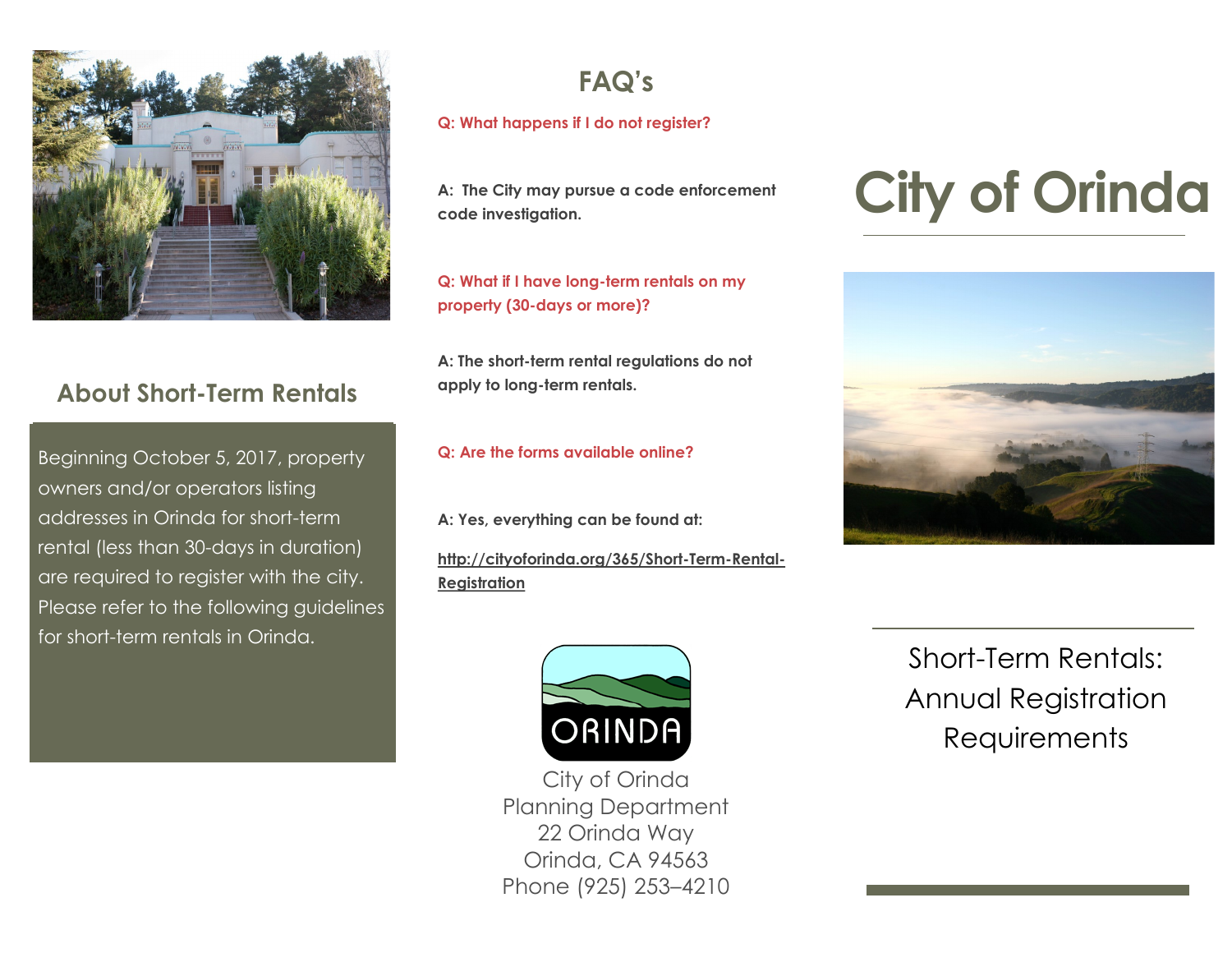## About Short-Term Rentals

Beginning October 5, 2017, property owners and/or operators listing addresses in Orinda for short-term rental (less than 30-days in duration) are required to register with the city. Please refer to the following guidelines for short-term rentals in Orinda.

## FAQ's

**Q: What happens if I do not register?**

**A: The City may pursue a code enforcement code investigation.**

**Q: What if I have long-term rentals on my property (30-days or more)?**

**A: The short-term rental regulations do not apply to long-term rentals.**

**Q: Are the forms available online?**

**A: Yes, everything can be found at:**

**http://cityoforinda.org/365/Short-Term-Rental-Registration**

ORINDA

City of Orinda
Planning Department
22 Orinda Way
Orinda, CA 94563
Phone (925) 253–4210

# City of Orinda

Short-Term Rentals: Annual Registration Requirements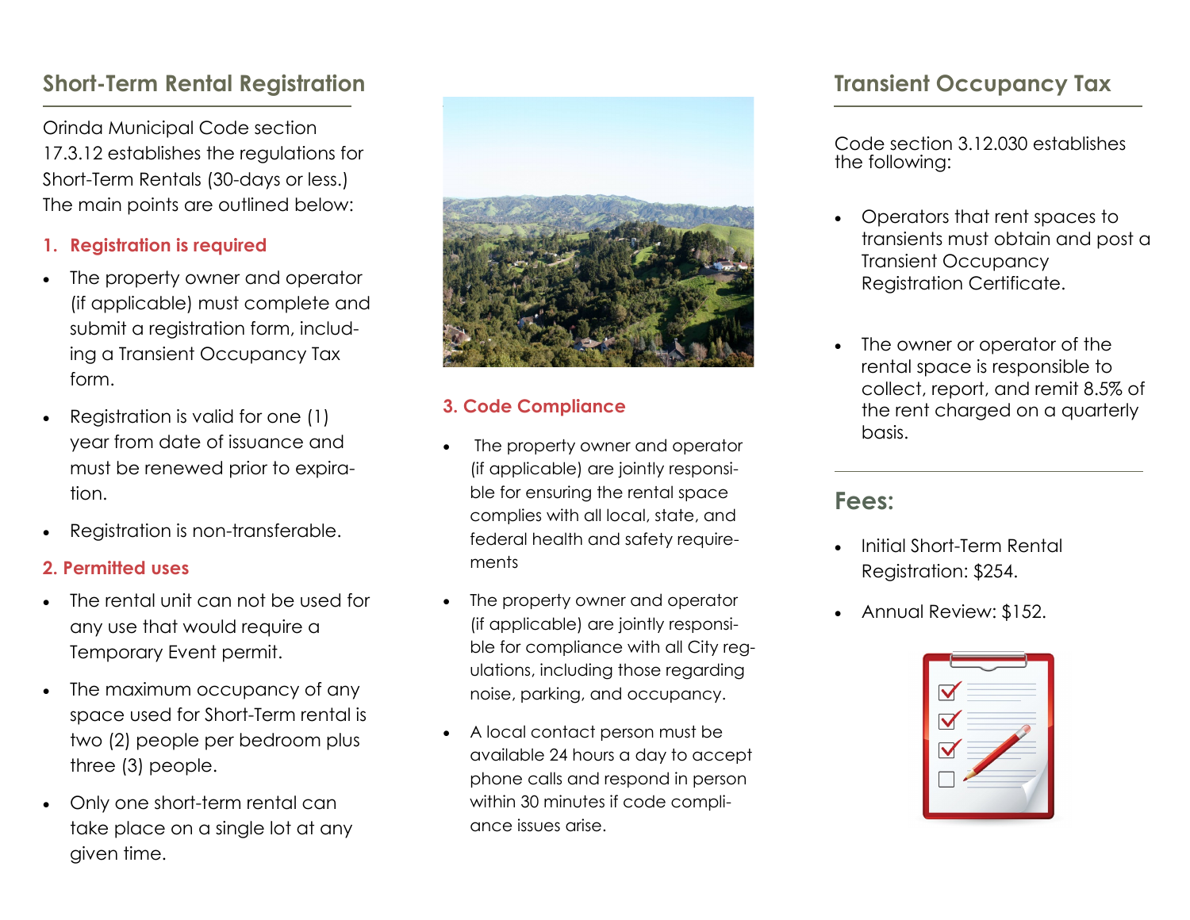## Short-Term Rental Registration

Orinda Municipal Code section 17.3.12 establishes the regulations for Short-Term Rentals (30-days or less.) The main points are outlined below:

### 1. Registration is required

- The property owner and operator (if applicable) must complete and submit a registration form, including a Transient Occupancy Tax form.
- Registration is valid for one (1) year from date of issuance and must be renewed prior to expiration.
- Registration is non-transferable.

### 2. Permitted uses

- The rental unit can not be used for any use that would require a Temporary Event permit.
- The maximum occupancy of any space used for Short-Term rental is two (2) people per bedroom plus three (3) people.
- Only one short-term rental can take place on a single lot at any given time.

### 3. Code Compliance

- The property owner and operator (if applicable) are jointly responsible for ensuring the rental space complies with all local, state, and federal health and safety requirements
- The property owner and operator (if applicable) are jointly responsible for compliance with all City regulations, including those regarding noise, parking, and occupancy.
- A local contact person must be available 24 hours a day to accept phone calls and respond in person within 30 minutes if code compliance issues arise.

## Transient Occupancy Tax

Code section 3.12.030 establishes the following:

- Operators that rent spaces to transients must obtain and post a Transient Occupancy Registration Certificate.
- The owner or operator of the rental space is responsible to collect, report, and remit 8.5% of the rent charged on a quarterly basis.

## Fees:

- Initial Short-Term Rental Registration: $254.
- Annual Review: $152.